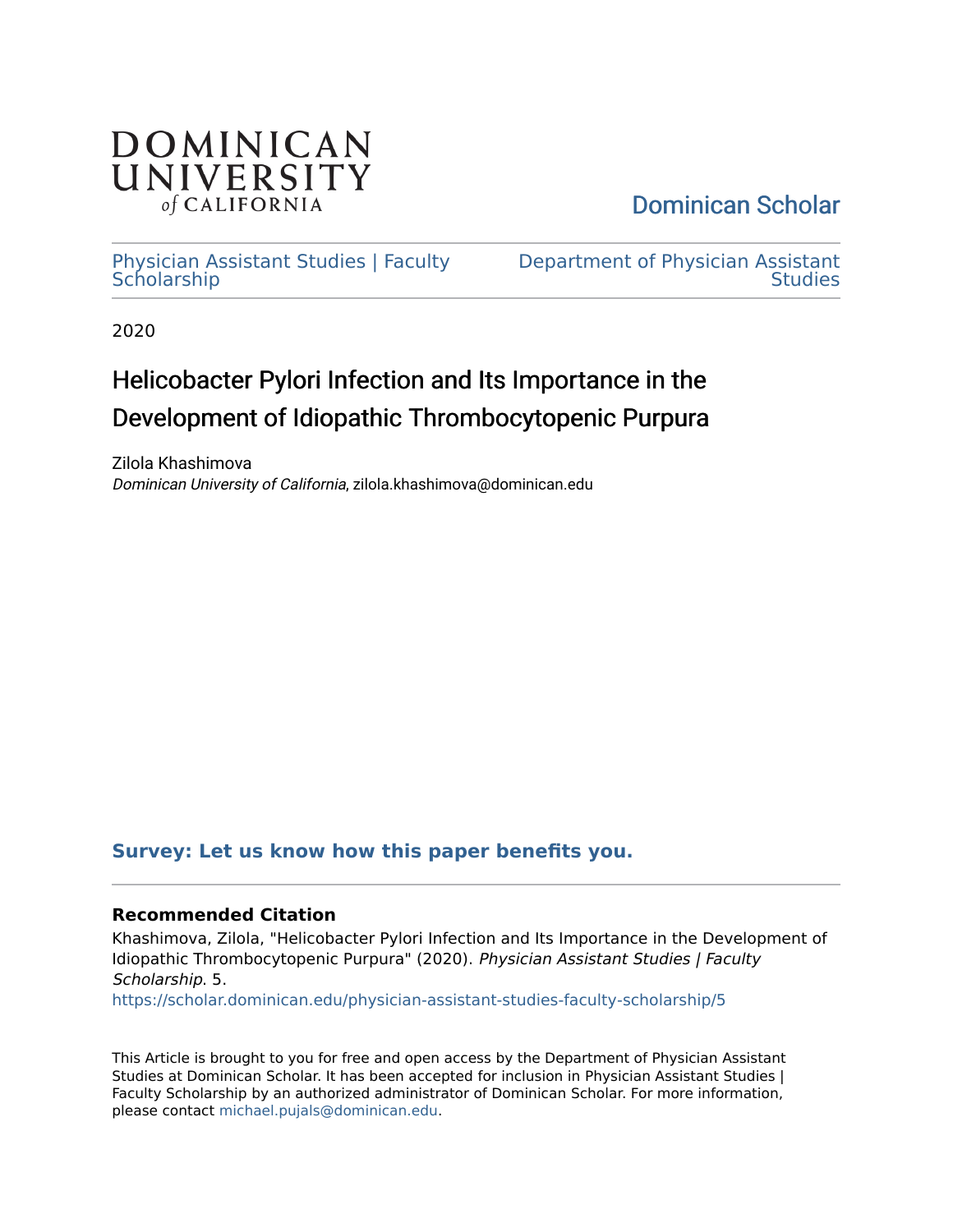DOMINICAN UNIVERSITY of CALIFORNIA

Dominican Scholar

Physician Assistant Studies | Faculty Scholarship

Department of Physician Assistant Studies

2020

# Helicobacter Pylori Infection and Its Importance in the Development of Idiopathic Thrombocytopenic Purpura

Zilola Khashimova
*Dominican University of California*, zilola.khashimova@dominican.edu

**Survey: Let us know how this paper benefits you.**

### Recommended Citation

Khashimova, Zilola, "Helicobacter Pylori Infection and Its Importance in the Development of Idiopathic Thrombocytopenic Purpura" (2020). *Physician Assistant Studies | Faculty Scholarship*. 5.
https://scholar.dominican.edu/physician-assistant-studies-faculty-scholarship/5

This Article is brought to you for free and open access by the Department of Physician Assistant Studies at Dominican Scholar. It has been accepted for inclusion in Physician Assistant Studies | Faculty Scholarship by an authorized administrator of Dominican Scholar. For more information, please contact michael.pujals@dominican.edu.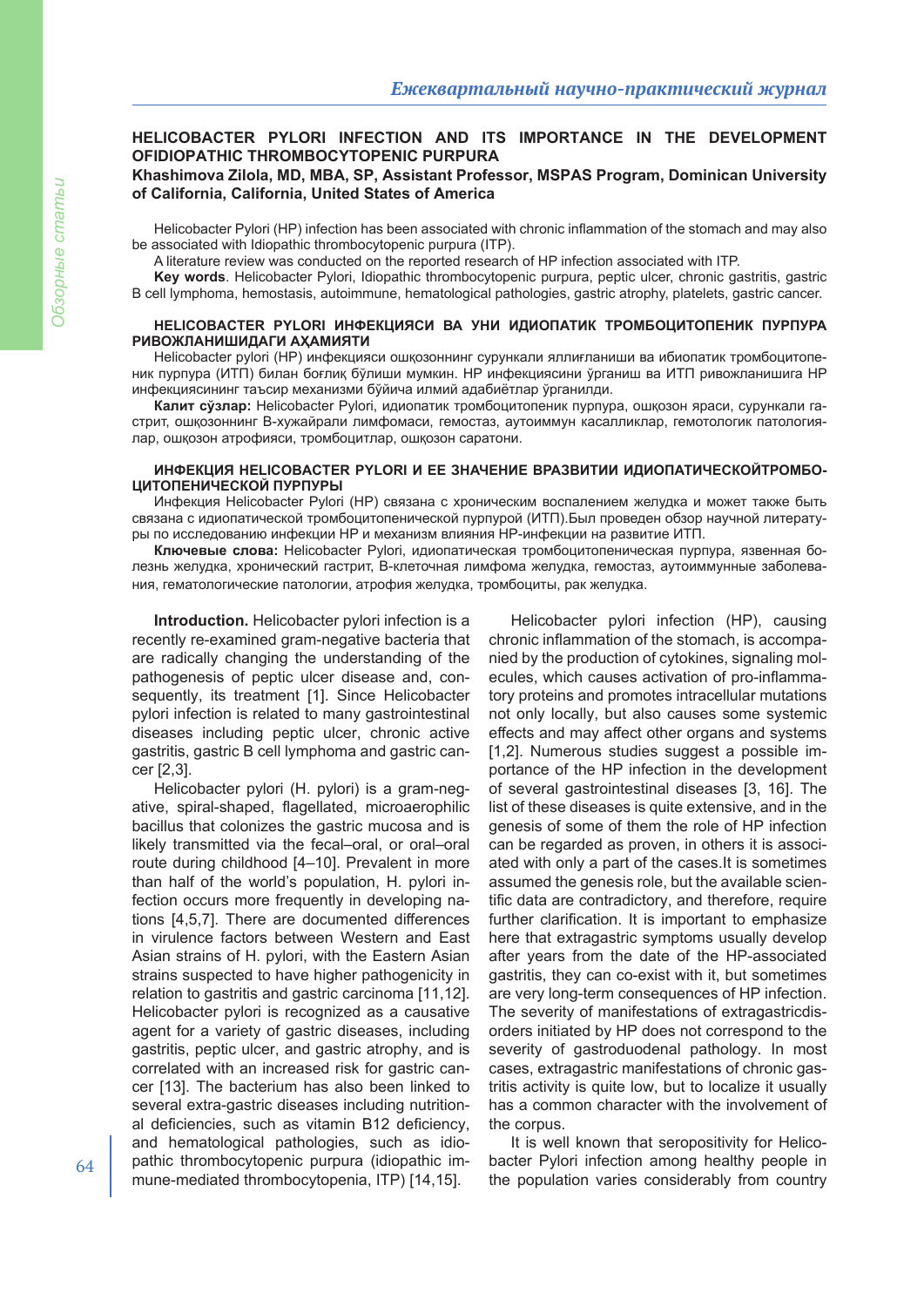## HELICOBACTER PYLORI INFECTION AND ITS IMPORTANCE IN THE DEVELOPMENT OFIDIOPATHIC THROMBOCYTOPENIC PURPURA

**Khashimova Zilola, MD, MBA, SP, Assistant Professor, MSPAS Program, Dominican University of California, California, United States of America**

Helicobacter Pylori (HP) infection has been associated with chronic inflammation of the stomach and may also be associated with Idiopathic thrombocytopenic purpura (ITP).

A literature review was conducted on the reported research of HP infection associated with ITP.

**Key words**. Helicobacter Pylori, Idiopathic thrombocytopenic purpura, peptic ulcer, chronic gastritis, gastric B cell lymphoma, hemostasis, autoimmune, hematological pathologies, gastric atrophy, platelets, gastric cancer.

## HELICOBACTER PYLORI ИНФЕКЦИЯСИ ВА УНИ ИДИОПАТИК ТРОМБОЦИТОПЕНИК ПУРПУРА РИВОЖЛАНИШИДАГИ АҲАМИЯТИ

Helicobacter pylori (HP) инфекцияси ошқозоннинг сурункали яллиғланиши ва ибиопатик тромбоцитопеник пурпура (ИТП) билан боғлиқ бўлиши мумкин. HP инфекциясини ўрганиш ва ИТП ривожланишига HP инфекциясининг таъсир механизми бўйича илмий адабиётлар ўрганилди.

**Калит сўзлар:** Helicobacter Pylori, идиопатик тромбоцитопеник пурпура, ошқозон яраси, сурункали гастрит, ошқозоннинг B-хужайрали лимфомаси, гемостаз, аутоиммун касалликлар, гемотологик патологиялар, ошқозон атрофияси, тромбоцитлар, ошқозон саратони.

## ИНФЕКЦИЯ HELICOBACTER PYLORI И ЕЕ ЗНАЧЕНИЕ ВРАЗВИТИИ ИДИОПАТИЧЕСКОЙТРОМБОЦИТОПЕНИЧЕСКОЙ ПУРПУРЫ

Инфекция Helicobacter Pylori (HP) связана с хроническим воспалением желудка и может также быть связана с идиопатической тромбоцитопенической пурпурой (ИТП).Был проведен обзор научной литературы по исследованию инфекции HP и механизм влияния HP-инфекции на развитие ИТП.

**Ключевые слова:** Helicobacter Pylori, идиопатическая тромбоцитопеническая пурпура, язвенная болезнь желудка, хронический гастрит, B-клеточная лимфома желудка, гемостаз, аутоиммунные заболевания, гематологические патологии, атрофия желудка, тромбоциты, рак желудка.

**Introduction.** Helicobacter pylori infection is a recently re-examined gram-negative bacteria that are radically changing the understanding of the pathogenesis of peptic ulcer disease and, consequently, its treatment [1]. Since Helicobacter pylori infection is related to many gastrointestinal diseases including peptic ulcer, chronic active gastritis, gastric B cell lymphoma and gastric cancer [2,3].

Helicobacter pylori (H. pylori) is a gram-negative, spiral-shaped, flagellated, microaerophilic bacillus that colonizes the gastric mucosa and is likely transmitted via the fecal–oral, or oral–oral route during childhood [4–10]. Prevalent in more than half of the world's population, H. pylori infection occurs more frequently in developing nations [4,5,7]. There are documented differences in virulence factors between Western and East Asian strains of H. pylori, with the Eastern Asian strains suspected to have higher pathogenicity in relation to gastritis and gastric carcinoma [11,12]. Helicobacter pylori is recognized as a causative agent for a variety of gastric diseases, including gastritis, peptic ulcer, and gastric atrophy, and is correlated with an increased risk for gastric cancer [13]. The bacterium has also been linked to several extra-gastric diseases including nutritional deficiencies, such as vitamin B12 deficiency, and hematological pathologies, such as idiopathic thrombocytopenic purpura (idiopathic immune-mediated thrombocytopenia, ITP) [14,15].

Helicobacter pylori infection (HP), causing chronic inflammation of the stomach, is accompanied by the production of cytokines, signaling molecules, which causes activation of pro-inflammatory proteins and promotes intracellular mutations not only locally, but also causes some systemic effects and may affect other organs and systems [1,2]. Numerous studies suggest a possible importance of the HP infection in the development of several gastrointestinal diseases [3, 16]. The list of these diseases is quite extensive, and in the genesis of some of them the role of HP infection can be regarded as proven, in others it is associated with only a part of the cases.It is sometimes assumed the genesis role, but the available scientific data are contradictory, and therefore, require further clarification. It is important to emphasize here that extragastric symptoms usually develop after years from the date of the HP-associated gastritis, they can co-exist with it, but sometimes are very long-term consequences of HP infection. The severity of manifestations of extragastricdisorders initiated by HP does not correspond to the severity of gastroduodenal pathology. In most cases, extragastric manifestations of chronic gastritis activity is quite low, but to localize it usually has a common character with the involvement of the corpus.

It is well known that seropositivity for Helicobacter Pylori infection among healthy people in the population varies considerably from country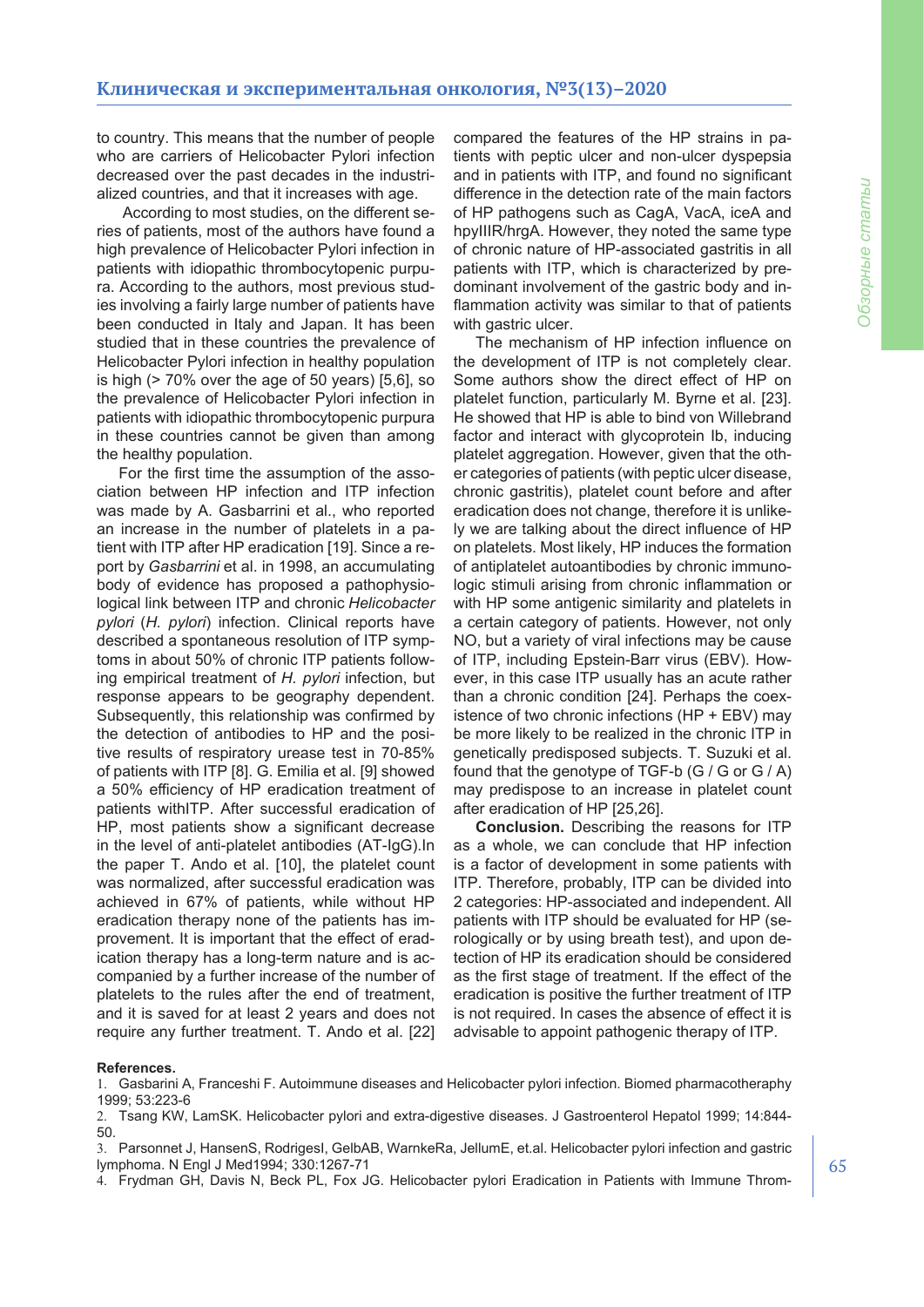to country. This means that the number of people who are carriers of Helicobacter Pylori infection decreased over the past decades in the industrialized countries, and that it increases with age.

According to most studies, on the different series of patients, most of the authors have found a high prevalence of Helicobacter Pylori infection in patients with idiopathic thrombocytopenic purpura. According to the authors, most previous studies involving a fairly large number of patients have been conducted in Italy and Japan. It has been studied that in these countries the prevalence of Helicobacter Pylori infection in healthy population is high (> 70% over the age of 50 years) [5,6], so the prevalence of Helicobacter Pylori infection in patients with idiopathic thrombocytopenic purpura in these countries cannot be given than among the healthy population.

For the first time the assumption of the association between HP infection and ITP infection was made by A. Gasbarrini et al., who reported an increase in the number of platelets in a patient with ITP after HP eradication [19]. Since a report by *Gasbarrini* et al. in 1998, an accumulating body of evidence has proposed a pathophysiological link between ITP and chronic *Helicobacter pylori* (*H. pylori*) infection. Clinical reports have described a spontaneous resolution of ITP symptoms in about 50% of chronic ITP patients following empirical treatment of *H. pylori* infection, but response appears to be geography dependent. Subsequently, this relationship was confirmed by the detection of antibodies to HP and the positive results of respiratory urease test in 70-85% of patients with ITP [8]. G. Emilia et al. [9] showed a 50% efficiency of HP eradication treatment of patients withITP. After successful eradication of HP, most patients show a significant decrease in the level of anti-platelet antibodies (AT-IgG).In the paper T. Ando et al. [10], the platelet count was normalized, after successful eradication was achieved in 67% of patients, while without HP eradication therapy none of the patients has improvement. It is important that the effect of eradication therapy has a long-term nature and is accompanied by a further increase of the number of platelets to the rules after the end of treatment, and it is saved for at least 2 years and does not require any further treatment. T. Ando et al. [22] compared the features of the HP strains in patients with peptic ulcer and non-ulcer dyspepsia and in patients with ITP, and found no significant difference in the detection rate of the main factors of HP pathogens such as CagA, VacA, iceA and hpyIIIR/hrgA. However, they noted the same type of chronic nature of HP-associated gastritis in all patients with ITP, which is characterized by predominant involvement of the gastric body and inflammation activity was similar to that of patients with gastric ulcer.

The mechanism of HP infection influence on the development of ITP is not completely clear. Some authors show the direct effect of HP on platelet function, particularly M. Byrne et al. [23]. He showed that HP is able to bind von Willebrand factor and interact with glycoprotein Ib, inducing platelet aggregation. However, given that the other categories of patients (with peptic ulcer disease, chronic gastritis), platelet count before and after eradication does not change, therefore it is unlikely we are talking about the direct influence of HP on platelets. Most likely, HP induces the formation of antiplatelet autoantibodies by chronic immunologic stimuli arising from chronic inflammation or with HP some antigenic similarity and platelets in a certain category of patients. However, not only NO, but a variety of viral infections may be cause of ITP, including Epstein-Barr virus (EBV). However, in this case ITP usually has an acute rather than a chronic condition [24]. Perhaps the coexistence of two chronic infections (HP + EBV) may be more likely to be realized in the chronic ITP in genetically predisposed subjects. T. Suzuki et al. found that the genotype of TGF-b (G / G or G / A) may predispose to an increase in platelet count after eradication of HP [25,26].

**Conclusion.** Describing the reasons for ITP as a whole, we can conclude that HP infection is a factor of development in some patients with ITP. Therefore, probably, ITP can be divided into 2 categories: HP-associated and independent. All patients with ITP should be evaluated for HP (serologically or by using breath test), and upon detection of HP its eradication should be considered as the first stage of treatment. If the effect of the eradication is positive the further treatment of ITP is not required. In cases the absence of effect it is advisable to appoint pathogenic therapy of ITP.

**References.**

1. Gasbarini A, Franceshi F. Autoimmune diseases and Helicobacter pylori infection. Biomed pharmacotheraphy 1999; 53:223-6
2. Tsang KW, LamSK. Helicobacter pylori and extra-digestive diseases. J Gastroenterol Hepatol 1999; 14:844-50.
3. Parsonnet J, HansenS, RodrigesI, GelbAB, WarnkeRa, JellumE, et.al. Helicobacter pylori infection and gastric lymphoma. N Engl J Med1994; 330:1267-71
4. Frydman GH, Davis N, Beck PL, Fox JG. Helicobacter pylori Eradication in Patients with Immune Throm-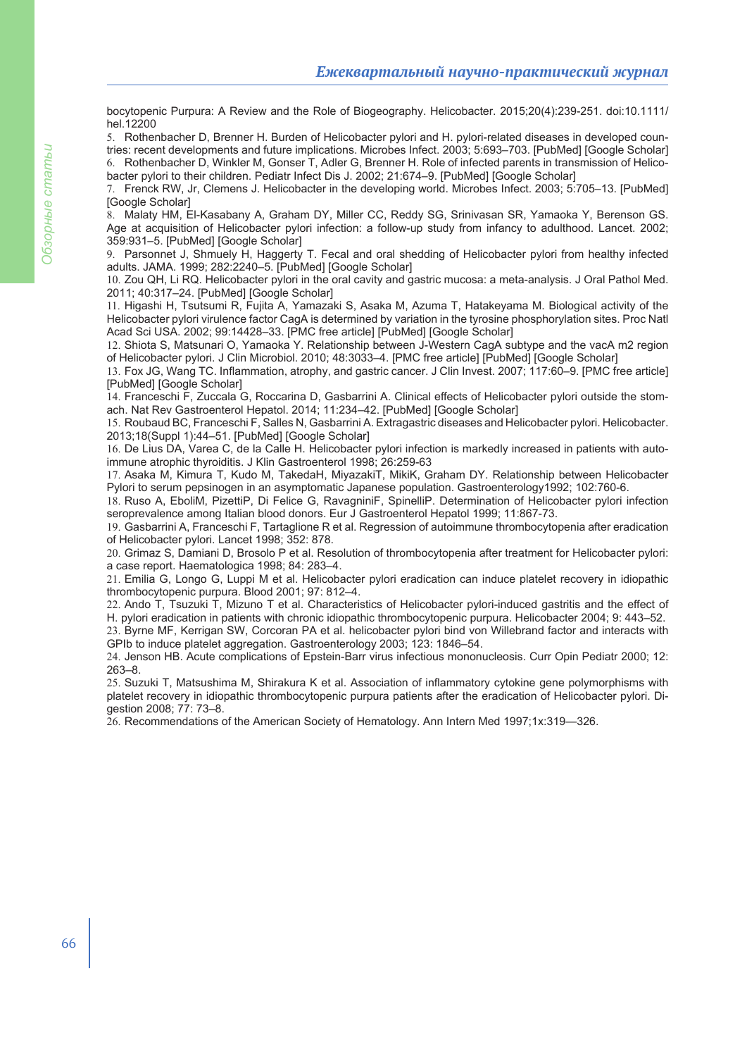bocytopenic Purpura: A Review and the Role of Biogeography. Helicobacter. 2015;20(4):239-251. doi:10.1111/hel.12200

5. Rothenbacher D, Brenner H. Burden of Helicobacter pylori and H. pylori-related diseases in developed countries: recent developments and future implications. Microbes Infect. 2003; 5:693–703. [PubMed] [Google Scholar]
6. Rothenbacher D, Winkler M, Gonser T, Adler G, Brenner H. Role of infected parents in transmission of Helicobacter pylori to their children. Pediatr Infect Dis J. 2002; 21:674–9. [PubMed] [Google Scholar]
7. Frenck RW, Jr, Clemens J. Helicobacter in the developing world. Microbes Infect. 2003; 5:705–13. [PubMed] [Google Scholar]
8. Malaty HM, El-Kasabany A, Graham DY, Miller CC, Reddy SG, Srinivasan SR, Yamaoka Y, Berenson GS. Age at acquisition of Helicobacter pylori infection: a follow-up study from infancy to adulthood. Lancet. 2002; 359:931–5. [PubMed] [Google Scholar]
9. Parsonnet J, Shmuely H, Haggerty T. Fecal and oral shedding of Helicobacter pylori from healthy infected adults. JAMA. 1999; 282:2240–5. [PubMed] [Google Scholar]
10. Zou QH, Li RQ. Helicobacter pylori in the oral cavity and gastric mucosa: a meta-analysis. J Oral Pathol Med. 2011; 40:317–24. [PubMed] [Google Scholar]
11. Higashi H, Tsutsumi R, Fujita A, Yamazaki S, Asaka M, Azuma T, Hatakeyama M. Biological activity of the Helicobacter pylori virulence factor CagA is determined by variation in the tyrosine phosphorylation sites. Proc Natl Acad Sci USA. 2002; 99:14428–33. [PMC free article] [PubMed] [Google Scholar]
12. Shiota S, Matsunari O, Yamaoka Y. Relationship between J-Western CagA subtype and the vacA m2 region of Helicobacter pylori. J Clin Microbiol. 2010; 48:3033–4. [PMC free article] [PubMed] [Google Scholar]
13. Fox JG, Wang TC. Inflammation, atrophy, and gastric cancer. J Clin Invest. 2007; 117:60–9. [PMC free article] [PubMed] [Google Scholar]
14. Franceschi F, Zuccala G, Roccarina D, Gasbarrini A. Clinical effects of Helicobacter pylori outside the stomach. Nat Rev Gastroenterol Hepatol. 2014; 11:234–42. [PubMed] [Google Scholar]
15. Roubaud BC, Franceschi F, Salles N, Gasbarrini A. Extragastric diseases and Helicobacter pylori. Helicobacter. 2013;18(Suppl 1):44–51. [PubMed] [Google Scholar]
16. De Lius DA, Varea C, de la Calle H. Helicobacter pylori infection is markedly increased in patients with autoimmune atrophic thyroiditis. J Klin Gastroenterol 1998; 26:259-63
17. Asaka M, Kimura T, Kudo M, TakedaH, MiyazakiT, MikiK, Graham DY. Relationship between Helicobacter Pylori to serum pepsinogen in an asymptomatic Japanese population. Gastroenterology1992; 102:760-6.
18. Ruso A, EboliM, PizettiP, Di Felice G, RavagniniF, SpinelliP. Determination of Helicobacter pylori infection seroprevalence among Italian blood donors. Eur J Gastroenterol Hepatol 1999; 11:867-73.
19. Gasbarrini A, Franceschi F, Tartaglione R et al. Regression of autoimmune thrombocytopenia after eradication of Helicobacter pylori. Lancet 1998; 352: 878.
20. Grimaz S, Damiani D, Brosolo P et al. Resolution of thrombocytopenia after treatment for Helicobacter pylori: a case report. Haematologica 1998; 84: 283–4.
21. Emilia G, Longo G, Luppi M et al. Helicobacter pylori eradication can induce platelet recovery in idiopathic thrombocytopenic purpura. Blood 2001; 97: 812–4.
22. Ando T, Tsuzuki T, Mizuno T et al. Characteristics of Helicobacter pylori-induced gastritis and the effect of H. pylori eradication in patients with chronic idiopathic thrombocytopenic purpura. Helicobacter 2004; 9: 443–52.
23. Byrne MF, Kerrigan SW, Corcoran PA et al. helicobacter pylori bind von Willebrand factor and interacts with GPIb to induce platelet aggregation. Gastroenterology 2003; 123: 1846–54.
24. Jenson HB. Acute complications of Epstein-Barr virus infectious mononucleosis. Curr Opin Pediatr 2000; 12: 263–8.
25. Suzuki T, Matsushima M, Shirakura K et al. Association of inflammatory cytokine gene polymorphisms with platelet recovery in idiopathic thrombocytopenic purpura patients after the eradication of Helicobacter pylori. Digestion 2008; 77: 73–8.
26. Recommendations of the American Society of Hematology. Ann Intern Med 1997;1x:319—326.